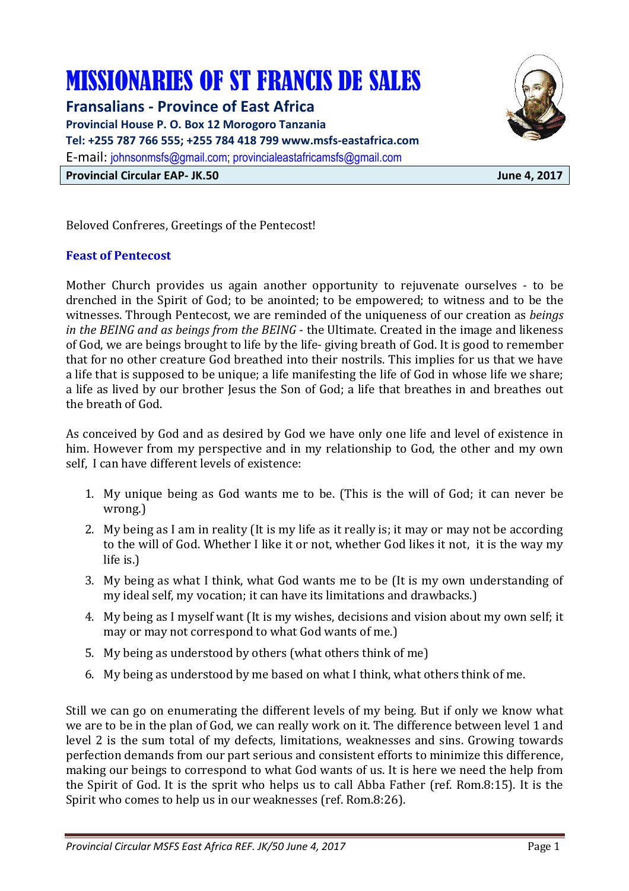# MISSIONARIES OF ST FRANCIS DE SALES

**Fransalians - Province of East Africa**

**Provincial House P. O. Box 12 Morogoro Tanzania**

**Tel: +255 787 766 555; +255 784 418 799 www.msfs-eastafrica.com**

E-mail: johnsonmsfs@gmail.com; provincialeastafricamsfs@gmail.com

**Provincial Circular EAP- JK.50** **June 4, 2017**

Beloved Confreres, Greetings of the Pentecost!

### Feast of Pentecost

Mother Church provides us again another opportunity to rejuvenate ourselves - to be drenched in the Spirit of God; to be anointed; to be empowered; to witness and to be the witnesses. Through Pentecost, we are reminded of the uniqueness of our creation as *beings in the BEING and as beings from the BEING* - the Ultimate. Created in the image and likeness of God, we are beings brought to life by the life- giving breath of God. It is good to remember that for no other creature God breathed into their nostrils. This implies for us that we have a life that is supposed to be unique; a life manifesting the life of God in whose life we share; a life as lived by our brother Jesus the Son of God; a life that breathes in and breathes out the breath of God.

As conceived by God and as desired by God we have only one life and level of existence in him. However from my perspective and in my relationship to God, the other and my own self, I can have different levels of existence:

1. My unique being as God wants me to be. (This is the will of God; it can never be wrong.)
2. My being as I am in reality (It is my life as it really is; it may or may not be according to the will of God. Whether I like it or not, whether God likes it not, it is the way my life is.)
3. My being as what I think, what God wants me to be (It is my own understanding of my ideal self, my vocation; it can have its limitations and drawbacks.)
4. My being as I myself want (It is my wishes, decisions and vision about my own self; it may or may not correspond to what God wants of me.)
5. My being as understood by others (what others think of me)
6. My being as understood by me based on what I think, what others think of me.

Still we can go on enumerating the different levels of my being. But if only we know what we are to be in the plan of God, we can really work on it. The difference between level 1 and level 2 is the sum total of my defects, limitations, weaknesses and sins. Growing towards perfection demands from our part serious and consistent efforts to minimize this difference, making our beings to correspond to what God wants of us. It is here we need the help from the Spirit of God. It is the sprit who helps us to call Abba Father (ref. Rom.8:15). It is the Spirit who comes to help us in our weaknesses (ref. Rom.8:26).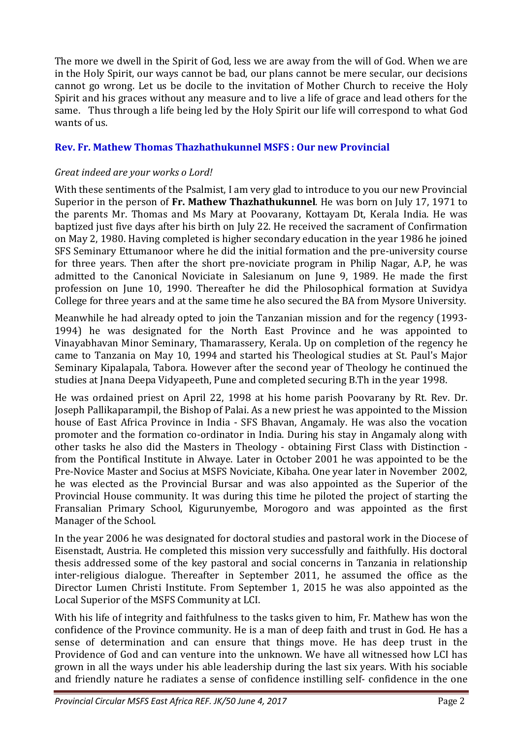The more we dwell in the Spirit of God, less we are away from the will of God. When we are in the Holy Spirit, our ways cannot be bad, our plans cannot be mere secular, our decisions cannot go wrong. Let us be docile to the invitation of Mother Church to receive the Holy Spirit and his graces without any measure and to live a life of grace and lead others for the same. Thus through a life being led by the Holy Spirit our life will correspond to what God wants of us.

### Rev. Fr. Mathew Thomas Thazhathukunnel MSFS : Our new Provincial

*Great indeed are your works o Lord!*

With these sentiments of the Psalmist, I am very glad to introduce to you our new Provincial Superior in the person of **Fr. Mathew Thazhathukunnel**. He was born on July 17, 1971 to the parents Mr. Thomas and Ms Mary at Poovarany, Kottayam Dt, Kerala India. He was baptized just five days after his birth on July 22. He received the sacrament of Confirmation on May 2, 1980. Having completed is higher secondary education in the year 1986 he joined SFS Seminary Ettumanoor where he did the initial formation and the pre-university course for three years. Then after the short pre-noviciate program in Philip Nagar, A.P, he was admitted to the Canonical Noviciate in Salesianum on June 9, 1989. He made the first profession on June 10, 1990. Thereafter he did the Philosophical formation at Suvidya College for three years and at the same time he also secured the BA from Mysore University.

Meanwhile he had already opted to join the Tanzanian mission and for the regency (1993-1994) he was designated for the North East Province and he was appointed to Vinayabhavan Minor Seminary, Thamarassery, Kerala. Up on completion of the regency he came to Tanzania on May 10, 1994 and started his Theological studies at St. Paul's Major Seminary Kipalapala, Tabora. However after the second year of Theology he continued the studies at Jnana Deepa Vidyapeeth, Pune and completed securing B.Th in the year 1998.

He was ordained priest on April 22, 1998 at his home parish Poovarany by Rt. Rev. Dr. Joseph Pallikaparampil, the Bishop of Palai. As a new priest he was appointed to the Mission house of East Africa Province in India - SFS Bhavan, Angamaly. He was also the vocation promoter and the formation co-ordinator in India. During his stay in Angamaly along with other tasks he also did the Masters in Theology - obtaining First Class with Distinction - from the Pontifical Institute in Alwaye. Later in October 2001 he was appointed to be the Pre-Novice Master and Socius at MSFS Noviciate, Kibaha. One year later in November 2002, he was elected as the Provincial Bursar and was also appointed as the Superior of the Provincial House community. It was during this time he piloted the project of starting the Fransalian Primary School, Kigurunyembe, Morogoro and was appointed as the first Manager of the School.

In the year 2006 he was designated for doctoral studies and pastoral work in the Diocese of Eisenstadt, Austria. He completed this mission very successfully and faithfully. His doctoral thesis addressed some of the key pastoral and social concerns in Tanzania in relationship inter-religious dialogue. Thereafter in September 2011, he assumed the office as the Director Lumen Christi Institute. From September 1, 2015 he was also appointed as the Local Superior of the MSFS Community at LCI.

With his life of integrity and faithfulness to the tasks given to him, Fr. Mathew has won the confidence of the Province community. He is a man of deep faith and trust in God. He has a sense of determination and can ensure that things move. He has deep trust in the Providence of God and can venture into the unknown. We have all witnessed how LCI has grown in all the ways under his able leadership during the last six years. With his sociable and friendly nature he radiates a sense of confidence instilling self- confidence in the one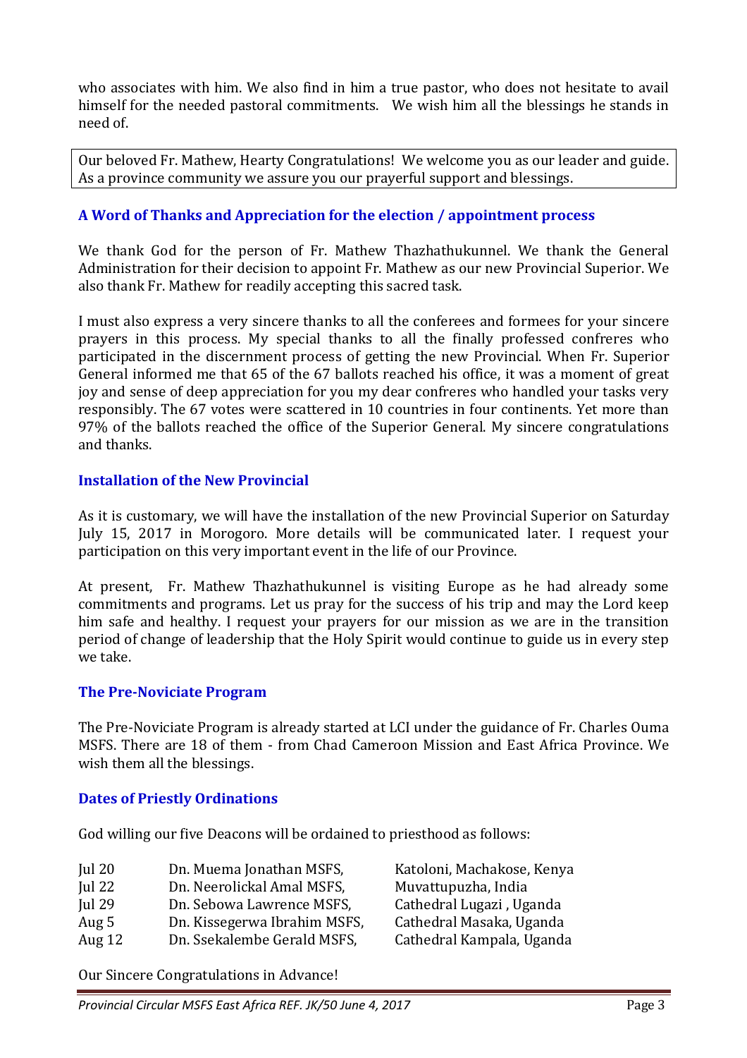who associates with him. We also find in him a true pastor, who does not hesitate to avail himself for the needed pastoral commitments. We wish him all the blessings he stands in need of.

Our beloved Fr. Mathew, Hearty Congratulations! We welcome you as our leader and guide. As a province community we assure you our prayerful support and blessings.

### A Word of Thanks and Appreciation for the election / appointment process

We thank God for the person of Fr. Mathew Thazhathukunnel. We thank the General Administration for their decision to appoint Fr. Mathew as our new Provincial Superior. We also thank Fr. Mathew for readily accepting this sacred task.

I must also express a very sincere thanks to all the conferees and formees for your sincere prayers in this process. My special thanks to all the finally professed confreres who participated in the discernment process of getting the new Provincial. When Fr. Superior General informed me that 65 of the 67 ballots reached his office, it was a moment of great joy and sense of deep appreciation for you my dear confreres who handled your tasks very responsibly. The 67 votes were scattered in 10 countries in four continents. Yet more than 97% of the ballots reached the office of the Superior General. My sincere congratulations and thanks.

### Installation of the New Provincial

As it is customary, we will have the installation of the new Provincial Superior on Saturday July 15, 2017 in Morogoro. More details will be communicated later. I request your participation on this very important event in the life of our Province.

At present, Fr. Mathew Thazhathukunnel is visiting Europe as he had already some commitments and programs. Let us pray for the success of his trip and may the Lord keep him safe and healthy. I request your prayers for our mission as we are in the transition period of change of leadership that the Holy Spirit would continue to guide us in every step we take.

### The Pre-Noviciate Program

The Pre-Noviciate Program is already started at LCI under the guidance of Fr. Charles Ouma MSFS. There are 18 of them - from Chad Cameroon Mission and East Africa Province. We wish them all the blessings.

### Dates of Priestly Ordinations

God willing our five Deacons will be ordained to priesthood as follows:

| | | |
|---|---|---|
| Jul 20 | Dn. Muema Jonathan MSFS, | Katoloni, Machakose, Kenya |
| Jul 22 | Dn. Neerolickal Amal MSFS, | Muvattupuzha, India |
| Jul 29 | Dn. Sebowa Lawrence MSFS, | Cathedral Lugazi , Uganda |
| Aug 5 | Dn. Kissegerwa Ibrahim MSFS, | Cathedral Masaka, Uganda |
| Aug 12 | Dn. Ssekalembe Gerald MSFS, | Cathedral Kampala, Uganda |

Our Sincere Congratulations in Advance!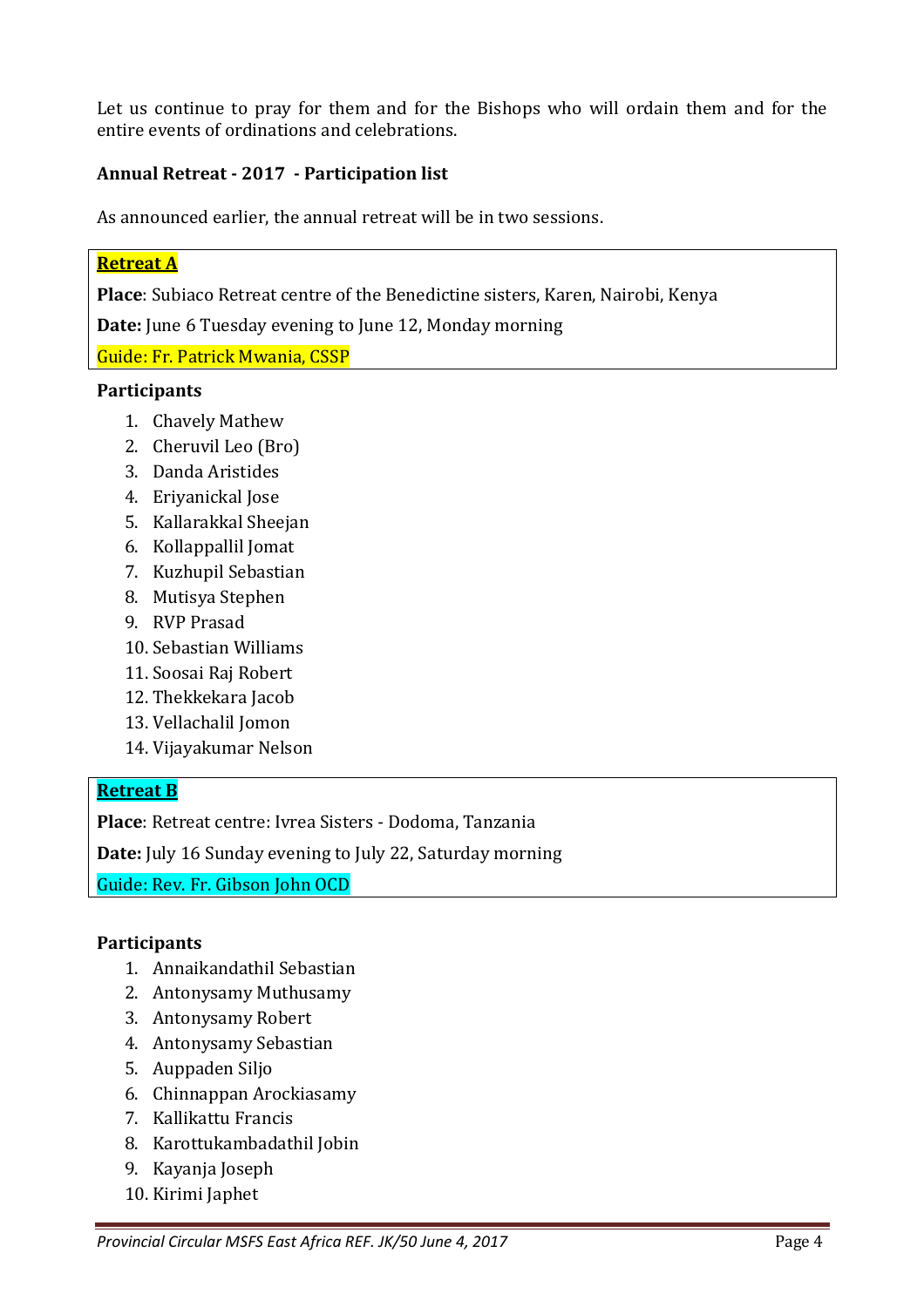Let us continue to pray for them and for the Bishops who will ordain them and for the entire events of ordinations and celebrations.

**Annual Retreat - 2017 - Participation list**

As announced earlier, the annual retreat will be in two sessions.

**Retreat A**

**Place**: Subiaco Retreat centre of the Benedictine sisters, Karen, Nairobi, Kenya

**Date:** June 6 Tuesday evening to June 12, Monday morning

Guide: Fr. Patrick Mwania, CSSP

**Participants**

1. Chavely Mathew
2. Cheruvil Leo (Bro)
3. Danda Aristides
4. Eriyanickal Jose
5. Kallarakkal Sheejan
6. Kollappallil Jomat
7. Kuzhupil Sebastian
8. Mutisya Stephen
9. RVP Prasad
10. Sebastian Williams
11. Soosai Raj Robert
12. Thekkekara Jacob
13. Vellachalil Jomon
14. Vijayakumar Nelson

**Retreat B**

**Place**: Retreat centre: Ivrea Sisters - Dodoma, Tanzania

**Date:** July 16 Sunday evening to July 22, Saturday morning

Guide: Rev. Fr. Gibson John OCD

**Participants**

1. Annaikandathil Sebastian
2. Antonysamy Muthusamy
3. Antonysamy Robert
4. Antonysamy Sebastian
5. Auppaden Siljo
6. Chinnappan Arockiasamy
7. Kallikattu Francis
8. Karottukambadathil Jobin
9. Kayanja Joseph
10. Kirimi Japhet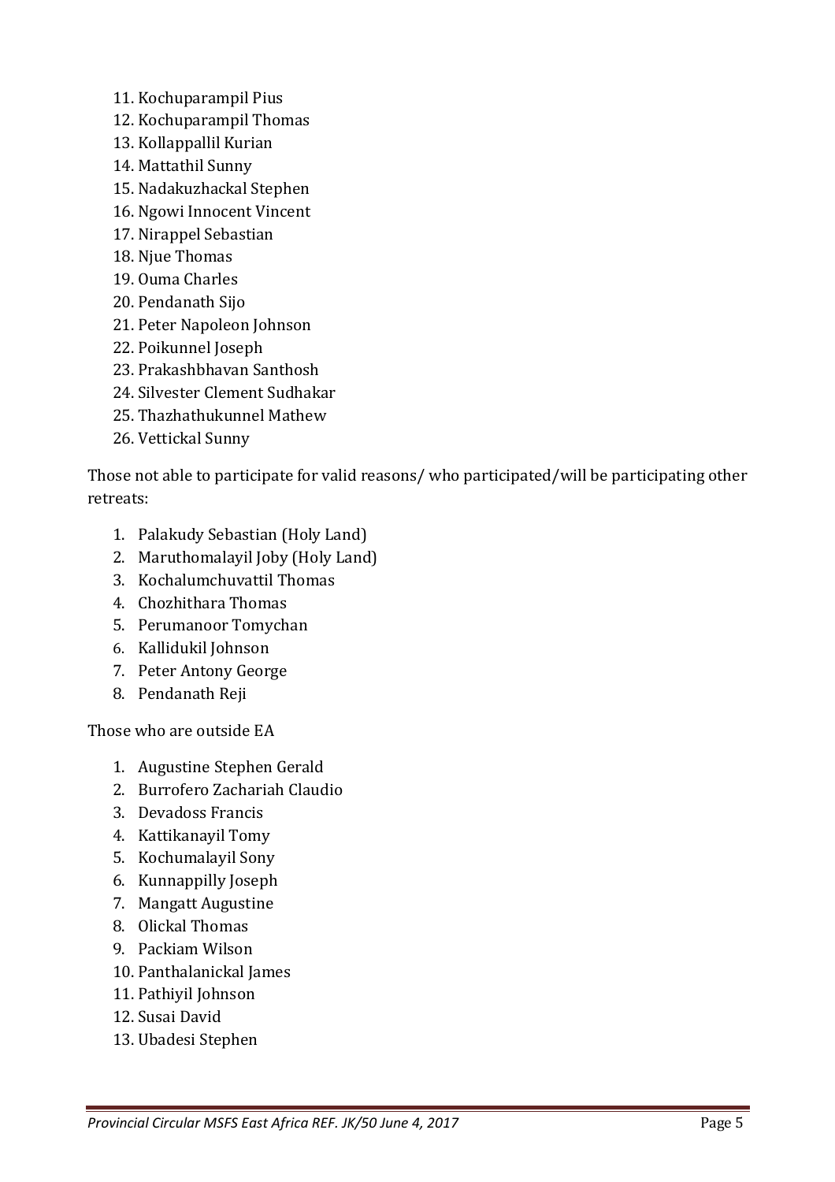11. Kochuparampil Pius
12. Kochuparampil Thomas
13. Kollappallil Kurian
14. Mattathil Sunny
15. Nadakuzhackal Stephen
16. Ngowi Innocent Vincent
17. Nirappel Sebastian
18. Njue Thomas
19. Ouma Charles
20. Pendanath Sijo
21. Peter Napoleon Johnson
22. Poikunnel Joseph
23. Prakashbhavan Santhosh
24. Silvester Clement Sudhakar
25. Thazhathukunnel Mathew
26. Vettickal Sunny

Those not able to participate for valid reasons/ who participated/will be participating other retreats:

1. Palakudy Sebastian (Holy Land)
2. Maruthomalayil Joby (Holy Land)
3. Kochalumchuvattil Thomas
4. Chozhithara Thomas
5. Perumanoor Tomychan
6. Kallidukil Johnson
7. Peter Antony George
8. Pendanath Reji

Those who are outside EA

1. Augustine Stephen Gerald
2. Burrofero Zachariah Claudio
3. Devadoss Francis
4. Kattikanayil Tomy
5. Kochumalayil Sony
6. Kunnappilly Joseph
7. Mangatt Augustine
8. Olickal Thomas
9. Packiam Wilson
10. Panthalanickal James
11. Pathiyil Johnson
12. Susai David
13. Ubadesi Stephen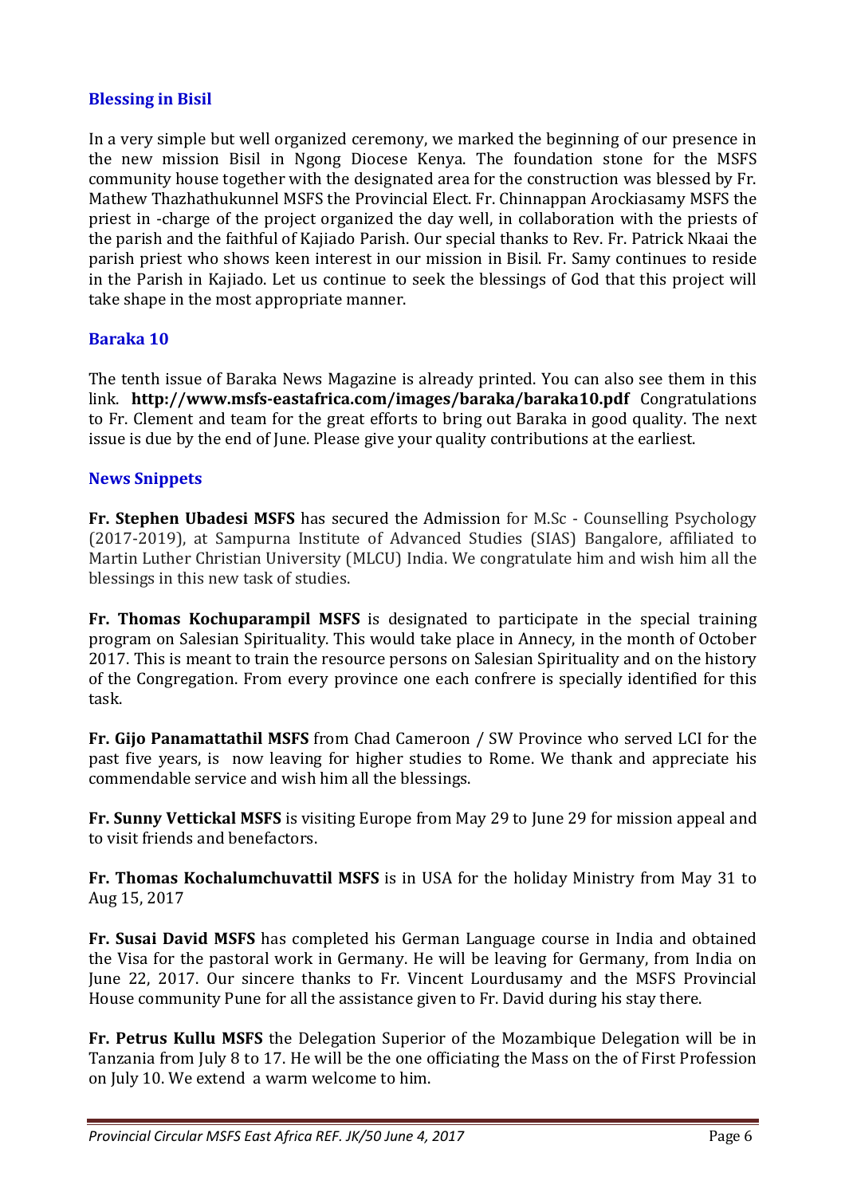## Blessing in Bisil

In a very simple but well organized ceremony, we marked the beginning of our presence in the new mission Bisil in Ngong Diocese Kenya. The foundation stone for the MSFS community house together with the designated area for the construction was blessed by Fr. Mathew Thazhathukunnel MSFS the Provincial Elect. Fr. Chinnappan Arockiasamy MSFS the priest in -charge of the project organized the day well, in collaboration with the priests of the parish and the faithful of Kajiado Parish. Our special thanks to Rev. Fr. Patrick Nkaai the parish priest who shows keen interest in our mission in Bisil. Fr. Samy continues to reside in the Parish in Kajiado. Let us continue to seek the blessings of God that this project will take shape in the most appropriate manner.

## Baraka 10

The tenth issue of Baraka News Magazine is already printed. You can also see them in this link. **http://www.msfs-eastafrica.com/images/baraka/baraka10.pdf** Congratulations to Fr. Clement and team for the great efforts to bring out Baraka in good quality. The next issue is due by the end of June. Please give your quality contributions at the earliest.

## News Snippets

**Fr. Stephen Ubadesi MSFS** has secured the Admission for M.Sc - Counselling Psychology (2017-2019), at Sampurna Institute of Advanced Studies (SIAS) Bangalore, affiliated to Martin Luther Christian University (MLCU) India. We congratulate him and wish him all the blessings in this new task of studies.

**Fr. Thomas Kochuparampil MSFS** is designated to participate in the special training program on Salesian Spirituality. This would take place in Annecy, in the month of October 2017. This is meant to train the resource persons on Salesian Spirituality and on the history of the Congregation. From every province one each confrere is specially identified for this task.

**Fr. Gijo Panamattathil MSFS** from Chad Cameroon / SW Province who served LCI for the past five years, is now leaving for higher studies to Rome. We thank and appreciate his commendable service and wish him all the blessings.

**Fr. Sunny Vettickal MSFS** is visiting Europe from May 29 to June 29 for mission appeal and to visit friends and benefactors.

**Fr. Thomas Kochalumchuvattil MSFS** is in USA for the holiday Ministry from May 31 to Aug 15, 2017

**Fr. Susai David MSFS** has completed his German Language course in India and obtained the Visa for the pastoral work in Germany. He will be leaving for Germany, from India on June 22, 2017. Our sincere thanks to Fr. Vincent Lourdusamy and the MSFS Provincial House community Pune for all the assistance given to Fr. David during his stay there.

**Fr. Petrus Kullu MSFS** the Delegation Superior of the Mozambique Delegation will be in Tanzania from July 8 to 17. He will be the one officiating the Mass on the of First Profession on July 10. We extend a warm welcome to him.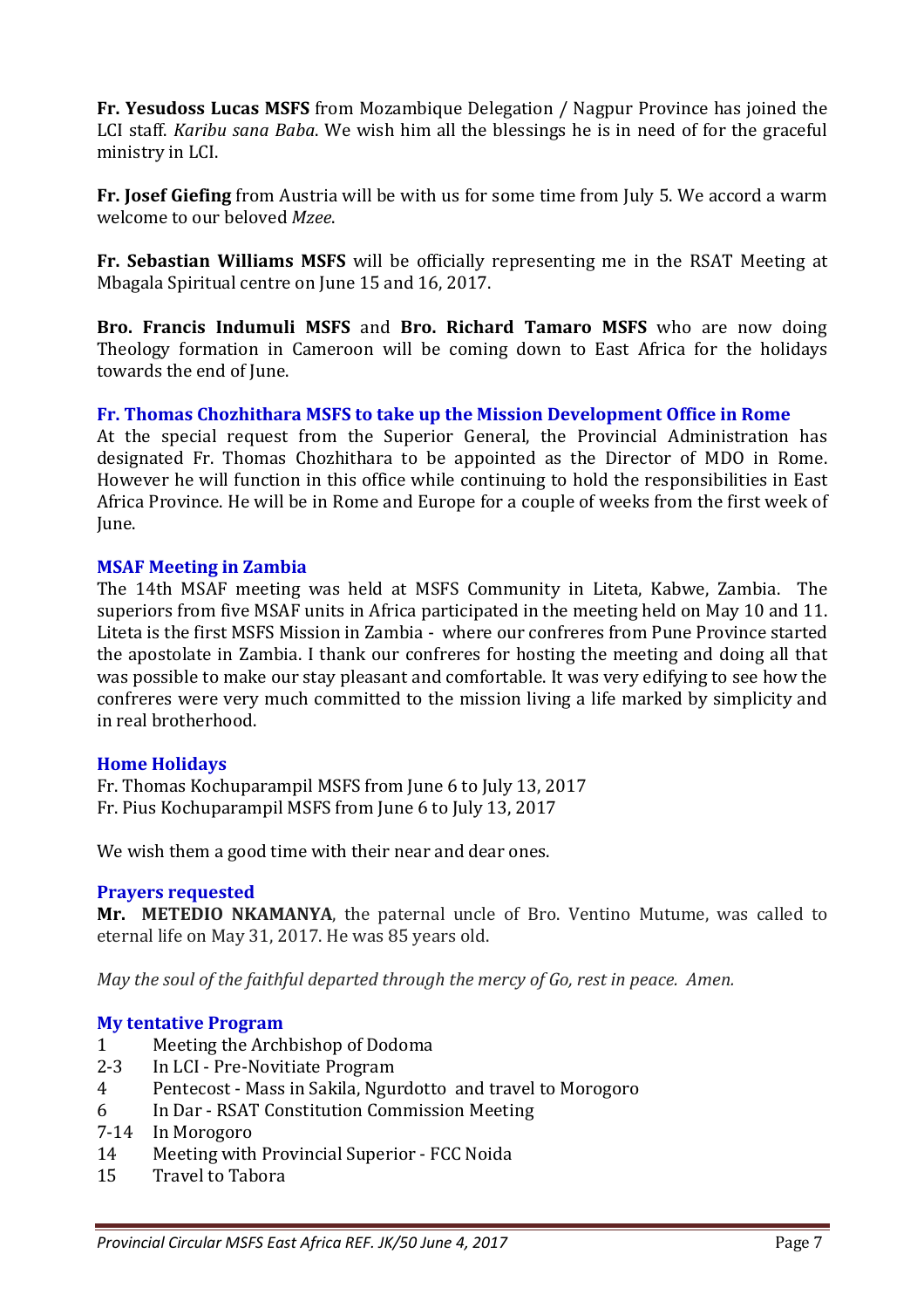**Fr. Yesudoss Lucas MSFS** from Mozambique Delegation / Nagpur Province has joined the LCI staff. *Karibu sana Baba*. We wish him all the blessings he is in need of for the graceful ministry in LCI.

**Fr. Josef Giefing** from Austria will be with us for some time from July 5. We accord a warm welcome to our beloved *Mzee*.

**Fr. Sebastian Williams MSFS** will be officially representing me in the RSAT Meeting at Mbagala Spiritual centre on June 15 and 16, 2017.

**Bro. Francis Indumuli MSFS** and **Bro. Richard Tamaro MSFS** who are now doing Theology formation in Cameroon will be coming down to East Africa for the holidays towards the end of June.

### Fr. Thomas Chozhithara MSFS to take up the Mission Development Office in Rome

At the special request from the Superior General, the Provincial Administration has designated Fr. Thomas Chozhithara to be appointed as the Director of MDO in Rome. However he will function in this office while continuing to hold the responsibilities in East Africa Province. He will be in Rome and Europe for a couple of weeks from the first week of June.

### MSAF Meeting in Zambia

The 14th MSAF meeting was held at MSFS Community in Liteta, Kabwe, Zambia. The superiors from five MSAF units in Africa participated in the meeting held on May 10 and 11. Liteta is the first MSFS Mission in Zambia - where our confreres from Pune Province started the apostolate in Zambia. I thank our confreres for hosting the meeting and doing all that was possible to make our stay pleasant and comfortable. It was very edifying to see how the confreres were very much committed to the mission living a life marked by simplicity and in real brotherhood.

### Home Holidays

Fr. Thomas Kochuparampil MSFS from June 6 to July 13, 2017
Fr. Pius Kochuparampil MSFS from June 6 to July 13, 2017

We wish them a good time with their near and dear ones.

### Prayers requested

**Mr. METEDIO NKAMANYA**, the paternal uncle of Bro. Ventino Mutume, was called to eternal life on May 31, 2017. He was 85 years old.

*May the soul of the faithful departed through the mercy of Go, rest in peace. Amen.*

### My tentative Program

| | |
|---|---|
| 1 | Meeting the Archbishop of Dodoma |
| 2-3 | In LCI - Pre-Novitiate Program |
| 4 | Pentecost - Mass in Sakila, Ngurdotto and travel to Morogoro |
| 6 | In Dar - RSAT Constitution Commission Meeting |
| 7-14 | In Morogoro |
| 14 | Meeting with Provincial Superior - FCC Noida |
| 15 | Travel to Tabora |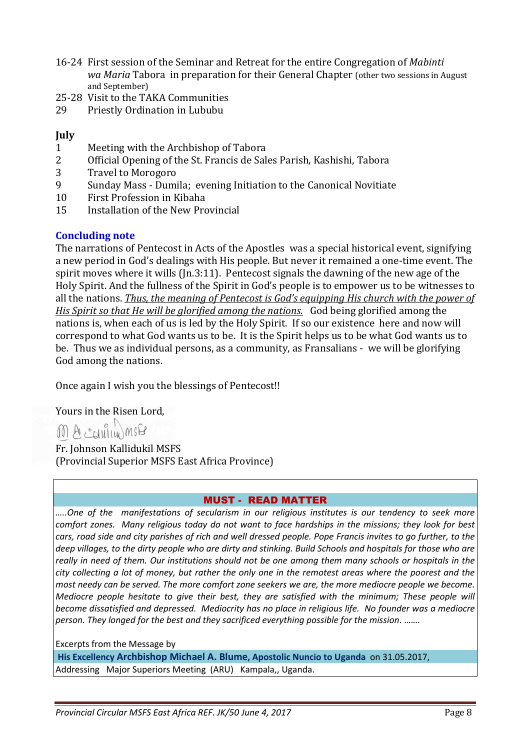16-24 First session of the Seminar and Retreat for the entire Congregation of *Mabinti wa Maria* Tabora in preparation for their General Chapter (other two sessions in August and September)
25-28 Visit to the TAKA Communities
29 Priestly Ordination in Lububu

**July**

1 Meeting with the Archbishop of Tabora
2 Official Opening of the St. Francis de Sales Parish, Kashishi, Tabora
3 Travel to Morogoro
9 Sunday Mass - Dumila; evening Initiation to the Canonical Novitiate
10 First Profession in Kibaha
15 Installation of the New Provincial

## Concluding note

The narrations of Pentecost in Acts of the Apostles was a special historical event, signifying a new period in God's dealings with His people. But never it remained a one-time event. The spirit moves where it wills (Jn.3:11). Pentecost signals the dawning of the new age of the Holy Spirit. And the fullness of the Spirit in God's people is to empower us to be witnesses to all the nations. *Thus, the meaning of Pentecost is God's equipping His church with the power of His Spirit so that He will be glorified among the nations.* God being glorified among the nations is, when each of us is led by the Holy Spirit. If so our existence here and now will correspond to what God wants us to be. It is the Spirit helps us to be what God wants us to be. Thus we as individual persons, as a community, as Fransalians - we will be glorifying God among the nations.

Once again I wish you the blessings of Pentecost!!

Yours in the Risen Lord,

Fr. Johnson Kallidukil MSFS
(Provincial Superior MSFS East Africa Province)

**MUST - READ MATTER**

*.....One of the manifestations of secularism in our religious institutes is our tendency to seek more comfort zones. Many religious today do not want to face hardships in the missions; they look for best cars, road side and city parishes of rich and well dressed people. Pope Francis invites to go further, to the deep villages, to the dirty people who are dirty and stinking. Build Schools and hospitals for those who are really in need of them. Our institutions should not be one among them many schools or hospitals in the city collecting a lot of money, but rather the only one in the remotest areas where the poorest and the most needy can be served. The more comfort zone seekers we are, the more mediocre people we become. Mediocre people hesitate to give their best, they are satisfied with the minimum; These people will become dissatisfied and depressed. Mediocrity has no place in religious life. No founder was a mediocre person. They longed for the best and they sacrificed everything possible for the mission. .......*

Excerpts from the Message by
**His Excellency Archbishop Michael A. Blume, Apostolic Nuncio to Uganda** on 31.05.2017,
Addressing Major Superiors Meeting (ARU) Kampala,, Uganda.